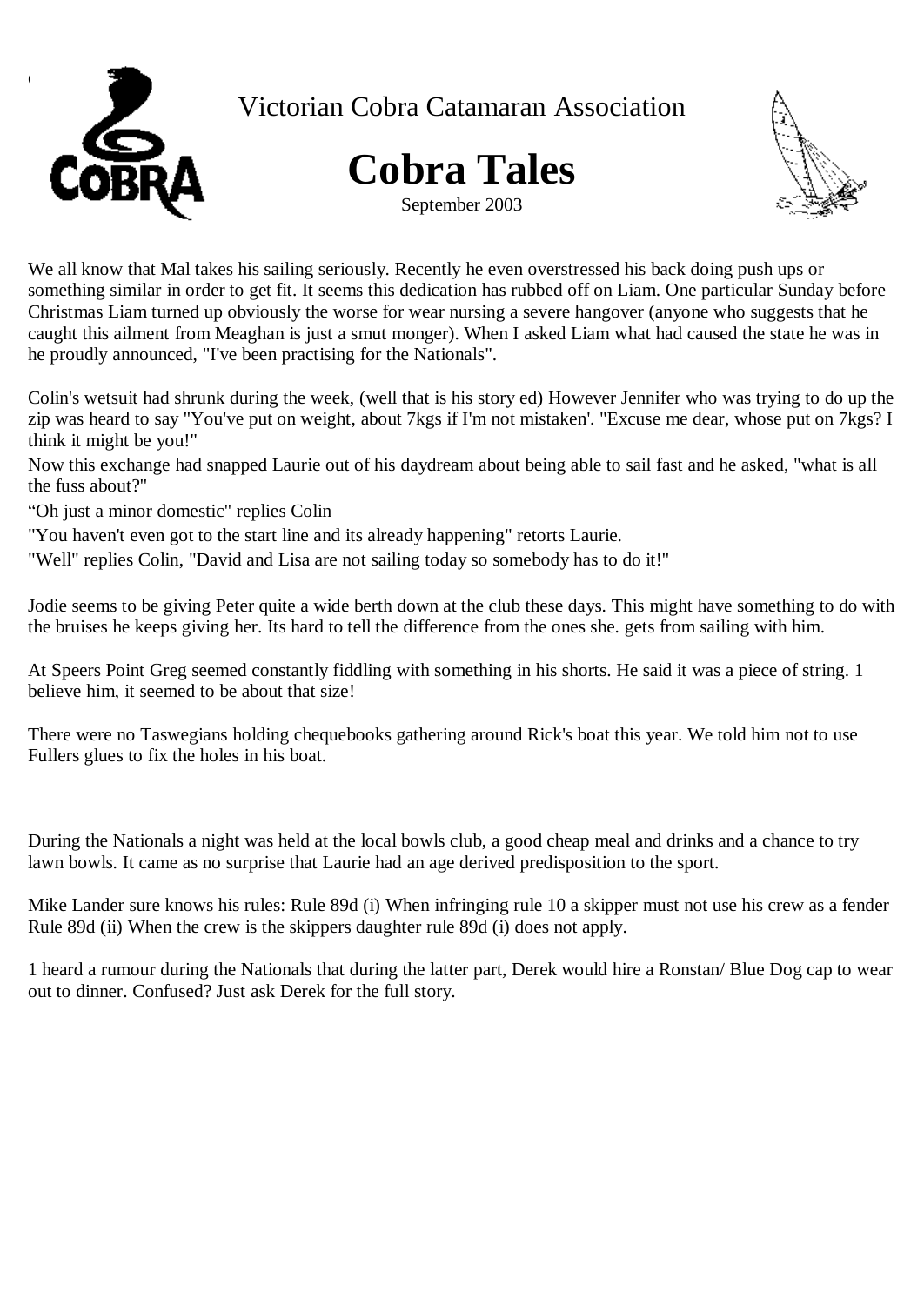Victorian Cobra Catamaran Association

# Cobra Tales

September 2003

We all know that Mal takes his sailing seriously. Recently he even overstressed his back doing push ups or something similar in order to get fit. It seems this dedication has rubbed off on Liam. One particular Sunday before Christmas Liam turned up obviously the worse for wear nursing a severe hangover (anyone who suggests that he caught this ailment from Meaghan is just a smut monger). When I asked Liam what had caused the state he was in he proudly announced, "I've been practising for the Nationals".

Colin's wetsuit had shrunk during the week, (well that is his story ed) However Jennifer who was trying to do up the zip was heard to say "You've put on weight, about 7kgs if I'm not mistaken'. "Excuse me dear, whose put on 7kgs? I think it might be you!"

Now this exchange had snapped Laurie out of his daydream about being able to sail fast and he asked, "what is all the fuss about?"

“Oh just a minor domestic" replies Colin

"You haven't even got to the start line and its already happening" retorts Laurie.

"Well" replies Colin, "David and Lisa are not sailing today so somebody has to do it!"

Jodie seems to be giving Peter quite a wide berth down at the club these days. This might have something to do with the bruises he keeps giving her. Its hard to tell the difference from the ones she. gets from sailing with him.

At Speers Point Greg seemed constantly fiddling with something in his shorts. He said it was a piece of string. 1 believe him, it seemed to be about that size!

There were no Taswegians holding chequebooks gathering around Rick's boat this year. We told him not to use Fullers glues to fix the holes in his boat.

During the Nationals a night was held at the local bowls club, a good cheap meal and drinks and a chance to try lawn bowls. It came as no surprise that Laurie had an age derived predisposition to the sport.

Mike Lander sure knows his rules: Rule 89d (i) When infringing rule 10 a skipper must not use his crew as a fender Rule 89d (ii) When the crew is the skippers daughter rule 89d (i) does not apply.

1 heard a rumour during the Nationals that during the latter part, Derek would hire a Ronstan/ Blue Dog cap to wear out to dinner. Confused? Just ask Derek for the full story.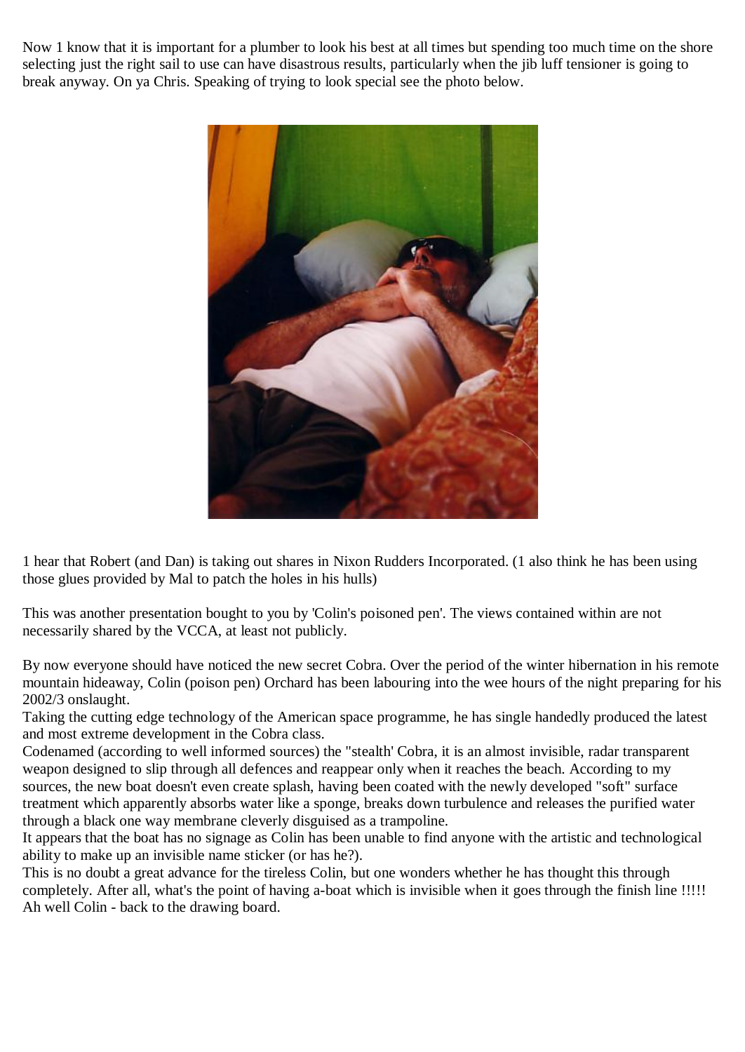Now 1 know that it is important for a plumber to look his best at all times but spending too much time on the shore selecting just the right sail to use can have disastrous results, particularly when the jib luff tensioner is going to break anyway. On ya Chris. Speaking of trying to look special see the photo below.

1 hear that Robert (and Dan) is taking out shares in Nixon Rudders Incorporated. (1 also think he has been using those glues provided by Mal to patch the holes in his hulls)

This was another presentation bought to you by 'Colin's poisoned pen'. The views contained within are not necessarily shared by the VCCA, at least not publicly.

By now everyone should have noticed the new secret Cobra. Over the period of the winter hibernation in his remote mountain hideaway, Colin (poison pen) Orchard has been labouring into the wee hours of the night preparing for his 2002/3 onslaught.
Taking the cutting edge technology of the American space programme, he has single handedly produced the latest and most extreme development in the Cobra class.
Codenamed (according to well informed sources) the "stealth' Cobra, it is an almost invisible, radar transparent weapon designed to slip through all defences and reappear only when it reaches the beach. According to my sources, the new boat doesn't even create splash, having been coated with the newly developed "soft" surface treatment which apparently absorbs water like a sponge, breaks down turbulence and releases the purified water through a black one way membrane cleverly disguised as a trampoline.
It appears that the boat has no signage as Colin has been unable to find anyone with the artistic and technological ability to make up an invisible name sticker (or has he?).
This is no doubt a great advance for the tireless Colin, but one wonders whether he has thought this through completely. After all, what's the point of having a-boat which is invisible when it goes through the finish line !!!!! Ah well Colin - back to the drawing board.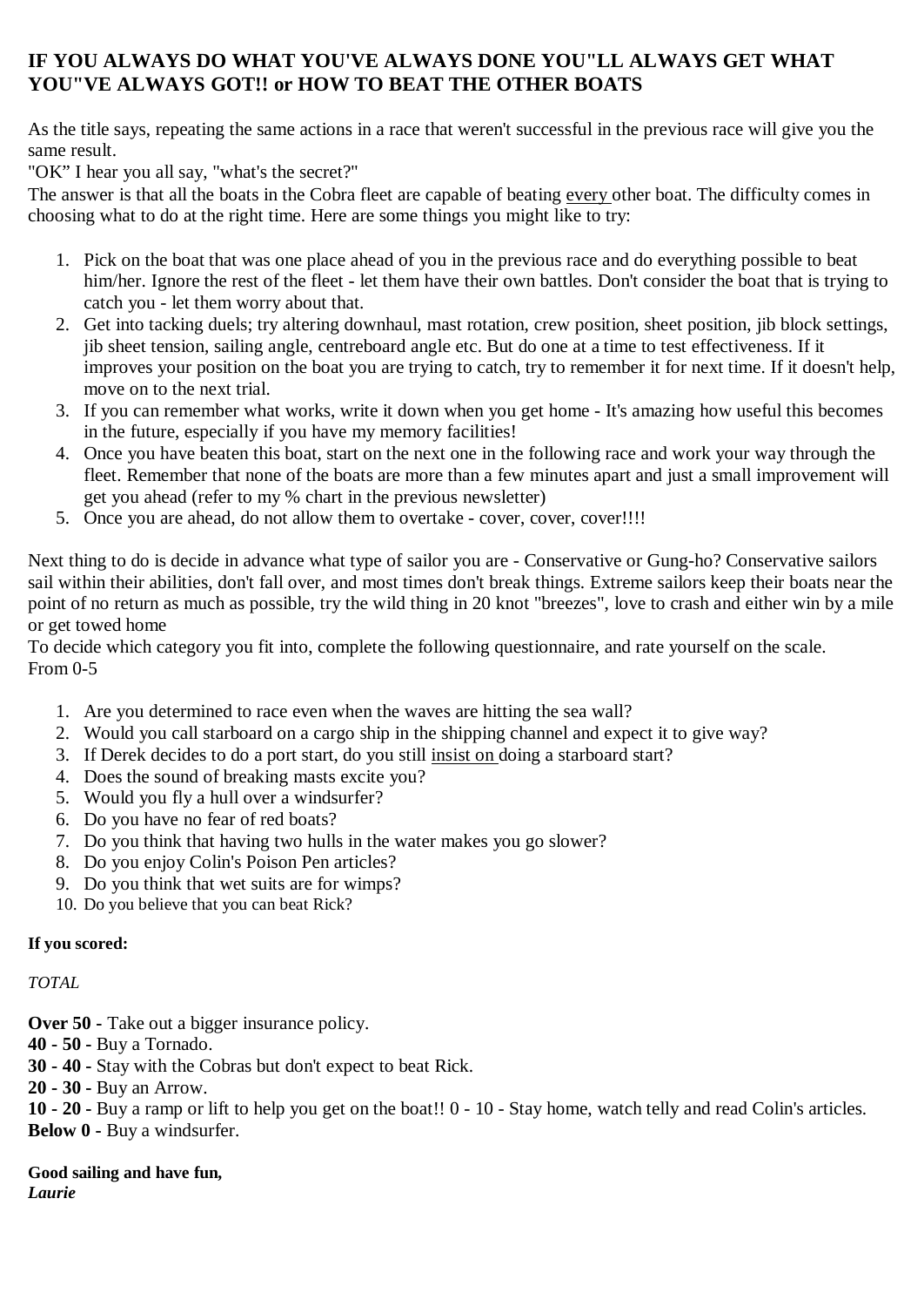# IF YOU ALWAYS DO WHAT YOU'VE ALWAYS DONE YOU"LL ALWAYS GET WHAT YOU"VE ALWAYS GOT!! or HOW TO BEAT THE OTHER BOATS

As the title says, repeating the same actions in a race that weren't successful in the previous race will give you the same result.

"OK" I hear you all say, "what's the secret?"

The answer is that all the boats in the Cobra fleet are capable of beating every other boat. The difficulty comes in choosing what to do at the right time. Here are some things you might like to try:

1. Pick on the boat that was one place ahead of you in the previous race and do everything possible to beat him/her. Ignore the rest of the fleet - let them have their own battles. Don't consider the boat that is trying to catch you - let them worry about that.
2. Get into tacking duels; try altering downhaul, mast rotation, crew position, sheet position, jib block settings, jib sheet tension, sailing angle, centreboard angle etc. But do one at a time to test effectiveness. If it improves your position on the boat you are trying to catch, try to remember it for next time. If it doesn't help, move on to the next trial.
3. If you can remember what works, write it down when you get home - It's amazing how useful this becomes in the future, especially if you have my memory facilities!
4. Once you have beaten this boat, start on the next one in the following race and work your way through the fleet. Remember that none of the boats are more than a few minutes apart and just a small improvement will get you ahead (refer to my % chart in the previous newsletter)
5. Once you are ahead, do not allow them to overtake - cover, cover, cover!!!!

Next thing to do is decide in advance what type of sailor you are - Conservative or Gung-ho? Conservative sailors sail within their abilities, don't fall over, and most times don't break things. Extreme sailors keep their boats near the point of no return as much as possible, try the wild thing in 20 knot "breezes", love to crash and either win by a mile or get towed home

To decide which category you fit into, complete the following questionnaire, and rate yourself on the scale. From 0-5

1. Are you determined to race even when the waves are hitting the sea wall?
2. Would you call starboard on a cargo ship in the shipping channel and expect it to give way?
3. If Derek decides to do a port start, do you still insist on doing a starboard start?
4. Does the sound of breaking masts excite you?
5. Would you fly a hull over a windsurfer?
6. Do you have no fear of red boats?
7. Do you think that having two hulls in the water makes you go slower?
8. Do you enjoy Colin's Poison Pen articles?
9. Do you think that wet suits are for wimps?
10. Do you believe that you can beat Rick?

**If you scored:**

*TOTAL*

**Over 50 -** Take out a bigger insurance policy.
**40 - 50 -** Buy a Tornado.
**30 - 40 -** Stay with the Cobras but don't expect to beat Rick.
**20 - 30 -** Buy an Arrow.
**10 - 20 -** Buy a ramp or lift to help you get on the boat!! 0 - 10 - Stay home, watch telly and read Colin's articles.
**Below 0 -** Buy a windsurfer.

**Good sailing and have fun,**
***Laurie***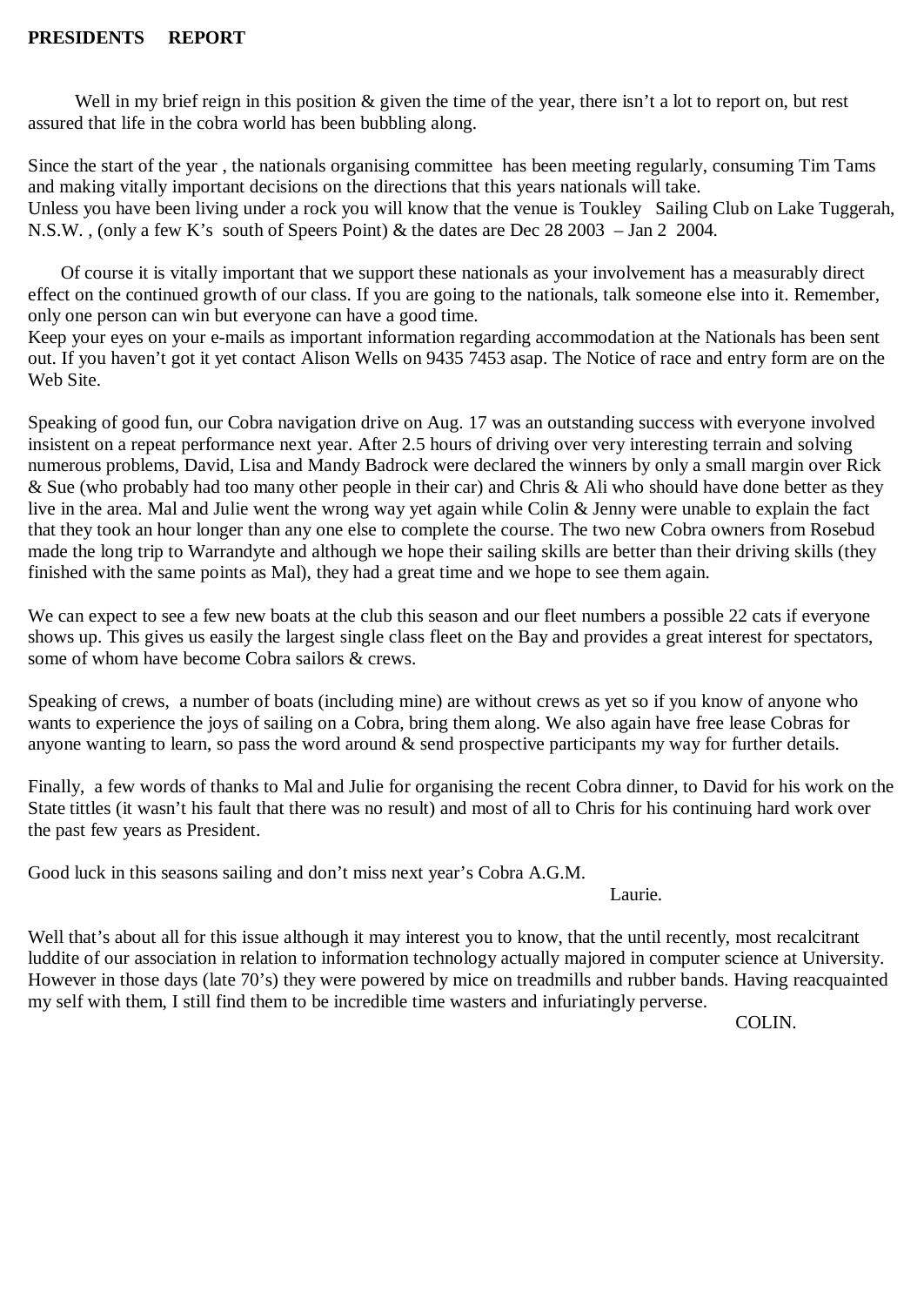**PRESIDENTS REPORT**

Well in my brief reign in this position & given the time of the year, there isn't a lot to report on, but rest assured that life in the cobra world has been bubbling along.

Since the start of the year , the nationals organising committee has been meeting regularly, consuming Tim Tams and making vitally important decisions on the directions that this years nationals will take.
Unless you have been living under a rock you will know that the venue is Toukley Sailing Club on Lake Tuggerah, N.S.W. , (only a few K's south of Speers Point) & the dates are Dec 28 2003 – Jan 2 2004.

Of course it is vitally important that we support these nationals as your involvement has a measurably direct effect on the continued growth of our class. If you are going to the nationals, talk someone else into it. Remember, only one person can win but everyone can have a good time.
Keep your eyes on your e-mails as important information regarding accommodation at the Nationals has been sent out. If you haven't got it yet contact Alison Wells on 9435 7453 asap. The Notice of race and entry form are on the Web Site.

Speaking of good fun, our Cobra navigation drive on Aug. 17 was an outstanding success with everyone involved insistent on a repeat performance next year. After 2.5 hours of driving over very interesting terrain and solving numerous problems, David, Lisa and Mandy Badrock were declared the winners by only a small margin over Rick & Sue (who probably had too many other people in their car) and Chris & Ali who should have done better as they live in the area. Mal and Julie went the wrong way yet again while Colin & Jenny were unable to explain the fact that they took an hour longer than any one else to complete the course. The two new Cobra owners from Rosebud made the long trip to Warrandyte and although we hope their sailing skills are better than their driving skills (they finished with the same points as Mal), they had a great time and we hope to see them again.

We can expect to see a few new boats at the club this season and our fleet numbers a possible 22 cats if everyone shows up. This gives us easily the largest single class fleet on the Bay and provides a great interest for spectators, some of whom have become Cobra sailors & crews.

Speaking of crews, a number of boats (including mine) are without crews as yet so if you know of anyone who wants to experience the joys of sailing on a Cobra, bring them along. We also again have free lease Cobras for anyone wanting to learn, so pass the word around & send prospective participants my way for further details.

Finally, a few words of thanks to Mal and Julie for organising the recent Cobra dinner, to David for his work on the State tittles (it wasn't his fault that there was no result) and most of all to Chris for his continuing hard work over the past few years as President.

Good luck in this seasons sailing and don't miss next year's Cobra A.G.M.

Laurie.

Well that's about all for this issue although it may interest you to know, that the until recently, most recalcitrant luddite of our association in relation to information technology actually majored in computer science at University. However in those days (late 70's) they were powered by mice on treadmills and rubber bands. Having reacquainted my self with them, I still find them to be incredible time wasters and infuriatingly perverse.

COLIN.